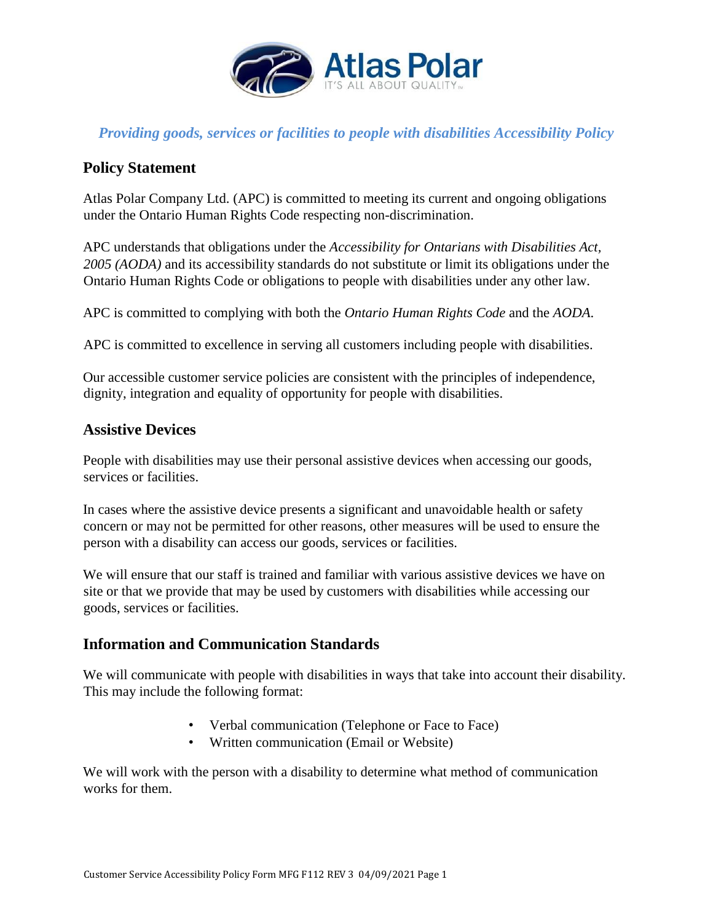Atlas Polar
IT'S ALL ABOUT QUALITY™

# *Providing goods, services or facilities to people with disabilities Accessibility Policy*

## Policy Statement

Atlas Polar Company Ltd. (APC) is committed to meeting its current and ongoing obligations under the Ontario Human Rights Code respecting non-discrimination.

APC understands that obligations under the *Accessibility for Ontarians with Disabilities Act, 2005 (AODA)* and its accessibility standards do not substitute or limit its obligations under the Ontario Human Rights Code or obligations to people with disabilities under any other law.

APC is committed to complying with both the *Ontario Human Rights Code* and the *AODA.*

APC is committed to excellence in serving all customers including people with disabilities.

Our accessible customer service policies are consistent with the principles of independence, dignity, integration and equality of opportunity for people with disabilities.

## Assistive Devices

People with disabilities may use their personal assistive devices when accessing our goods, services or facilities.

In cases where the assistive device presents a significant and unavoidable health or safety concern or may not be permitted for other reasons, other measures will be used to ensure the person with a disability can access our goods, services or facilities.

We will ensure that our staff is trained and familiar with various assistive devices we have on site or that we provide that may be used by customers with disabilities while accessing our goods, services or facilities.

## Information and Communication Standards

We will communicate with people with disabilities in ways that take into account their disability. This may include the following format:

- Verbal communication (Telephone or Face to Face)
- Written communication (Email or Website)

We will work with the person with a disability to determine what method of communication works for them.

Customer Service Accessibility Policy Form MFG F112 REV 3 04/09/2021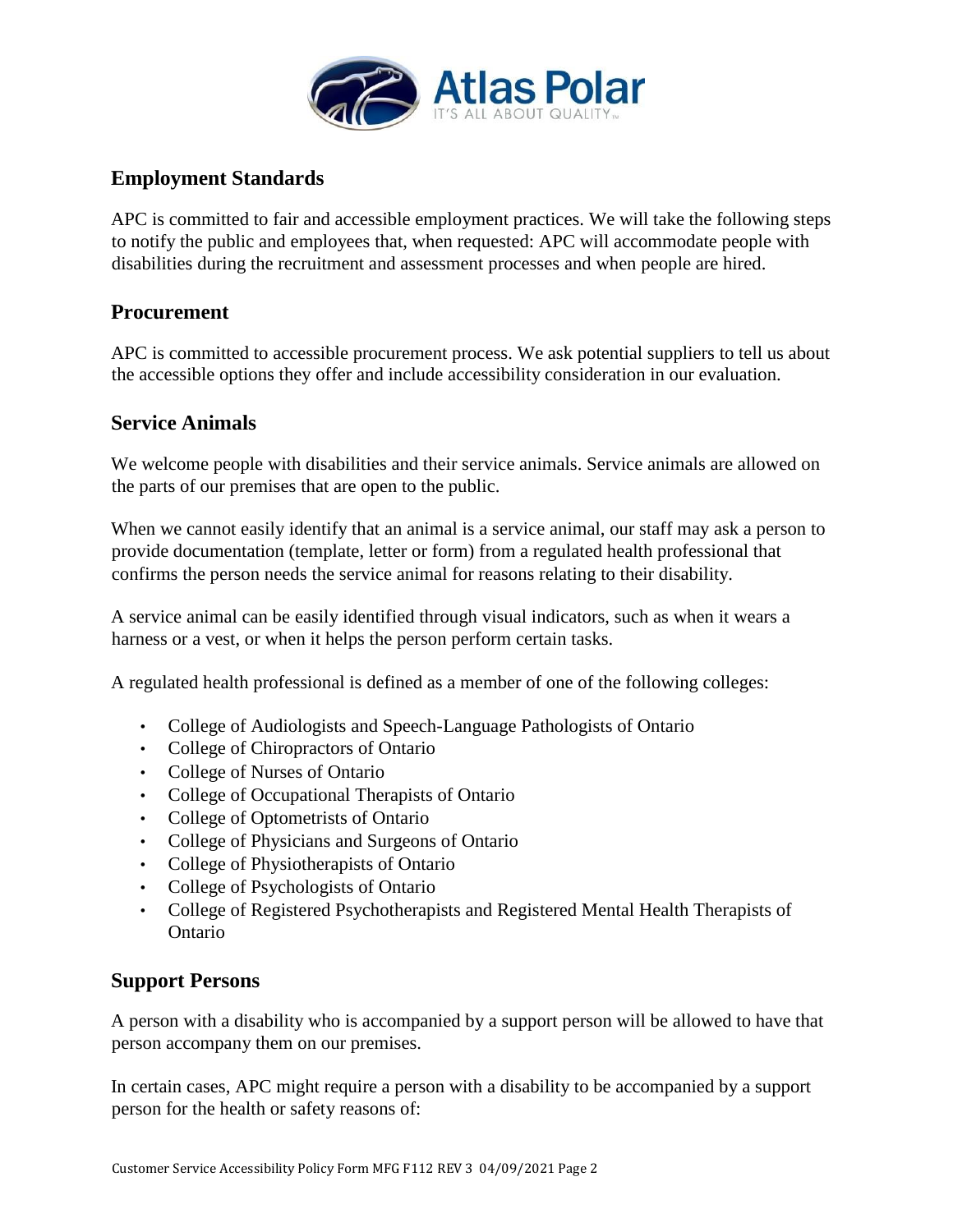## Employment Standards

APC is committed to fair and accessible employment practices. We will take the following steps to notify the public and employees that, when requested: APC will accommodate people with disabilities during the recruitment and assessment processes and when people are hired.

## Procurement

APC is committed to accessible procurement process. We ask potential suppliers to tell us about the accessible options they offer and include accessibility consideration in our evaluation.

## Service Animals

We welcome people with disabilities and their service animals. Service animals are allowed on the parts of our premises that are open to the public.

When we cannot easily identify that an animal is a service animal, our staff may ask a person to provide documentation (template, letter or form) from a regulated health professional that confirms the person needs the service animal for reasons relating to their disability.

A service animal can be easily identified through visual indicators, such as when it wears a harness or a vest, or when it helps the person perform certain tasks.

A regulated health professional is defined as a member of one of the following colleges:

- College of Audiologists and Speech-Language Pathologists of Ontario
- College of Chiropractors of Ontario
- College of Nurses of Ontario
- College of Occupational Therapists of Ontario
- College of Optometrists of Ontario
- College of Physicians and Surgeons of Ontario
- College of Physiotherapists of Ontario
- College of Psychologists of Ontario
- College of Registered Psychotherapists and Registered Mental Health Therapists of Ontario

## Support Persons

A person with a disability who is accompanied by a support person will be allowed to have that person accompany them on our premises.

In certain cases, APC might require a person with a disability to be accompanied by a support person for the health or safety reasons of: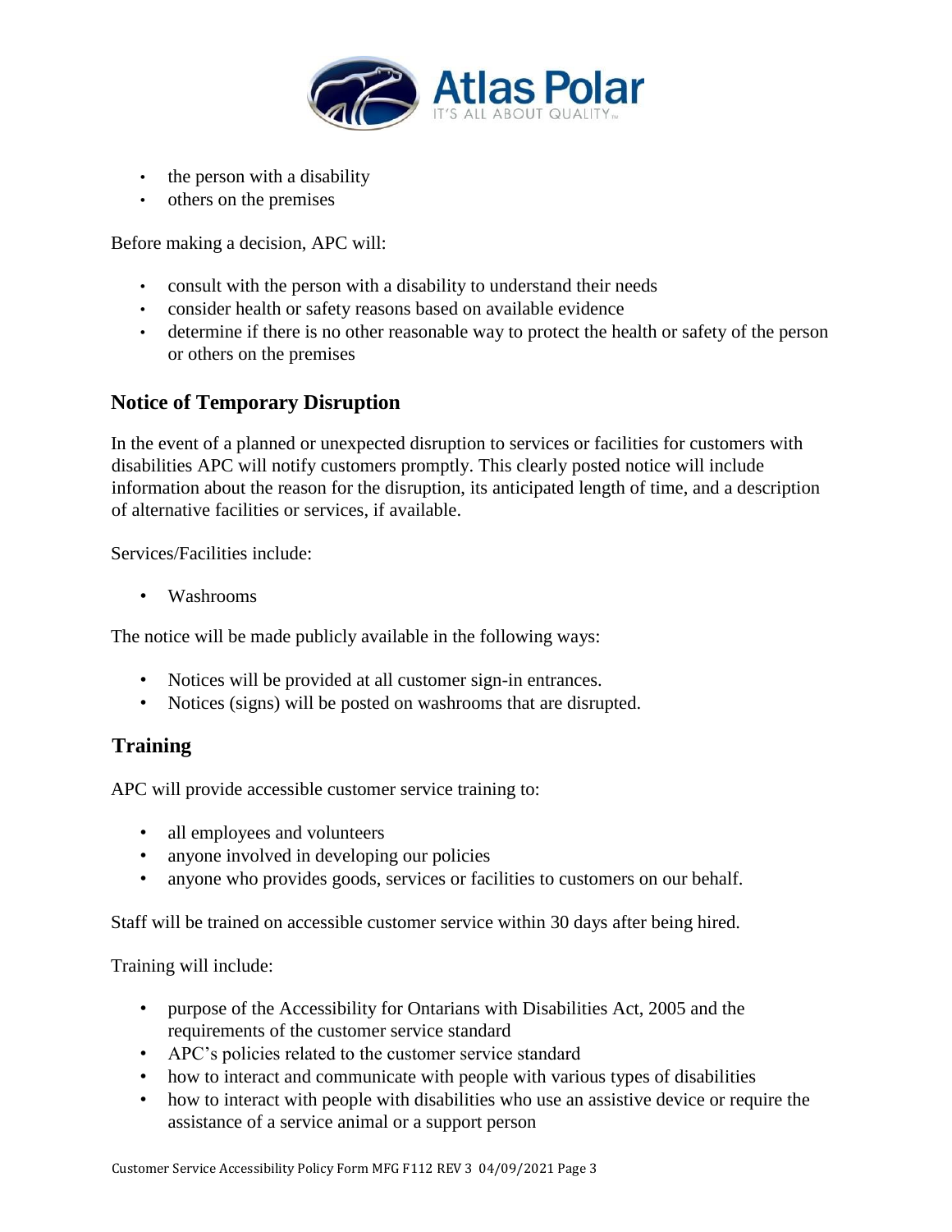- the person with a disability
- others on the premises

Before making a decision, APC will:

- consult with the person with a disability to understand their needs
- consider health or safety reasons based on available evidence
- determine if there is no other reasonable way to protect the health or safety of the person or others on the premises

## Notice of Temporary Disruption

In the event of a planned or unexpected disruption to services or facilities for customers with disabilities APC will notify customers promptly. This clearly posted notice will include information about the reason for the disruption, its anticipated length of time, and a description of alternative facilities or services, if available.

Services/Facilities include:

- Washrooms

The notice will be made publicly available in the following ways:

- Notices will be provided at all customer sign-in entrances.
- Notices (signs) will be posted on washrooms that are disrupted.

## Training

APC will provide accessible customer service training to:

- all employees and volunteers
- anyone involved in developing our policies
- anyone who provides goods, services or facilities to customers on our behalf.

Staff will be trained on accessible customer service within 30 days after being hired.

Training will include:

- purpose of the Accessibility for Ontarians with Disabilities Act, 2005 and the requirements of the customer service standard
- APC's policies related to the customer service standard
- how to interact and communicate with people with various types of disabilities
- how to interact with people with disabilities who use an assistive device or require the assistance of a service animal or a support person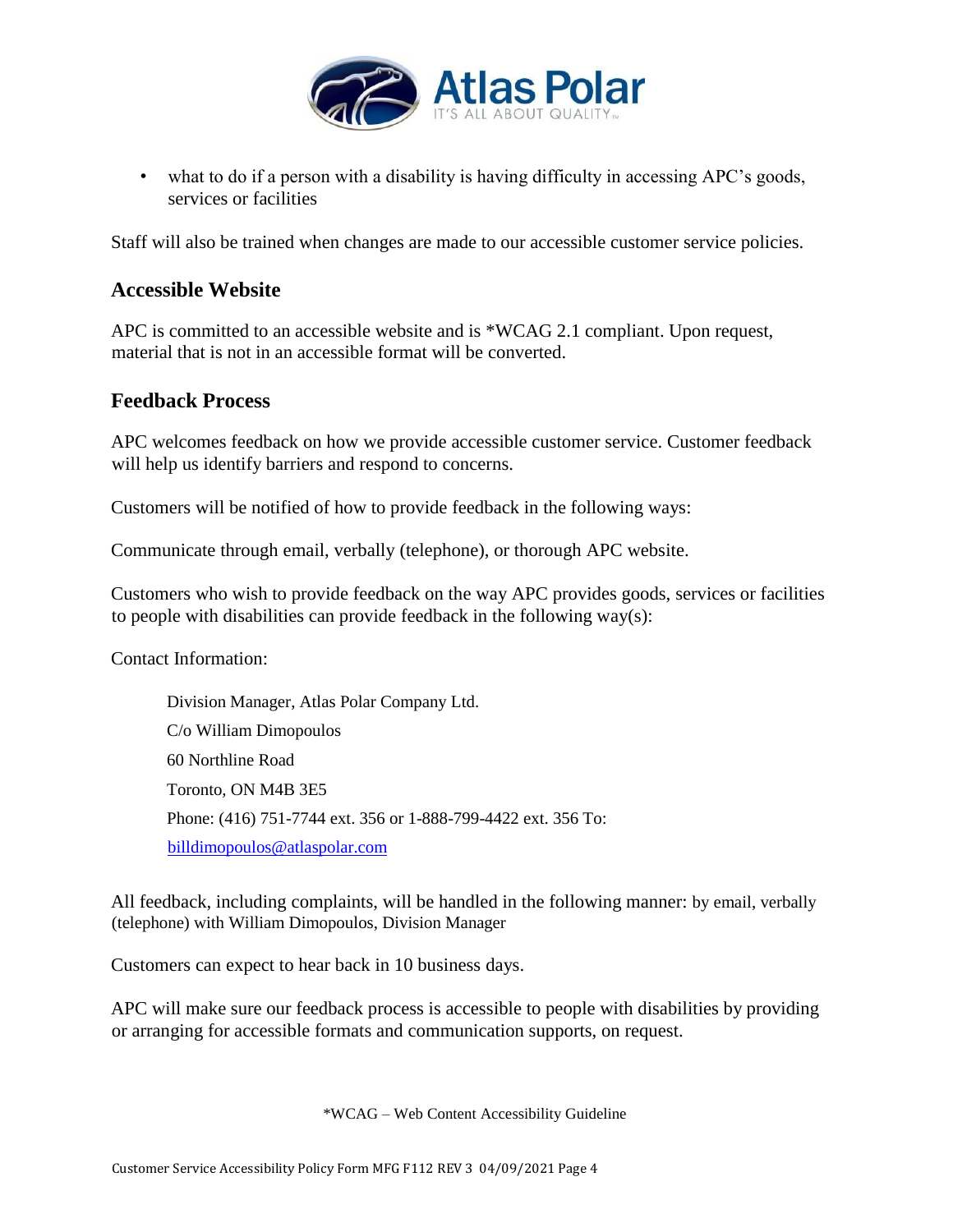- what to do if a person with a disability is having difficulty in accessing APC's goods, services or facilities

Staff will also be trained when changes are made to our accessible customer service policies.

## Accessible Website

APC is committed to an accessible website and is *WCAG 2.1 compliant. Upon request, material that is not in an accessible format will be converted.

## Feedback Process

APC welcomes feedback on how we provide accessible customer service. Customer feedback will help us identify barriers and respond to concerns.

Customers will be notified of how to provide feedback in the following ways:

Communicate through email, verbally (telephone), or thorough APC website.

Customers who wish to provide feedback on the way APC provides goods, services or facilities to people with disabilities can provide feedback in the following way(s):

Contact Information:

> Division Manager, Atlas Polar Company Ltd.
> C/o William Dimopoulos
> 60 Northline Road
> Toronto, ON M4B 3E5
> Phone: (416) 751-7744 ext. 356 or 1-888-799-4422 ext. 356 To:
> billdimopoulos@atlaspolar.com

All feedback, including complaints, will be handled in the following manner: by email, verbally (telephone) with William Dimopoulos, Division Manager

Customers can expect to hear back in 10 business days.

APC will make sure our feedback process is accessible to people with disabilities by providing or arranging for accessible formats and communication supports, on request.

*WCAG – Web Content Accessibility Guideline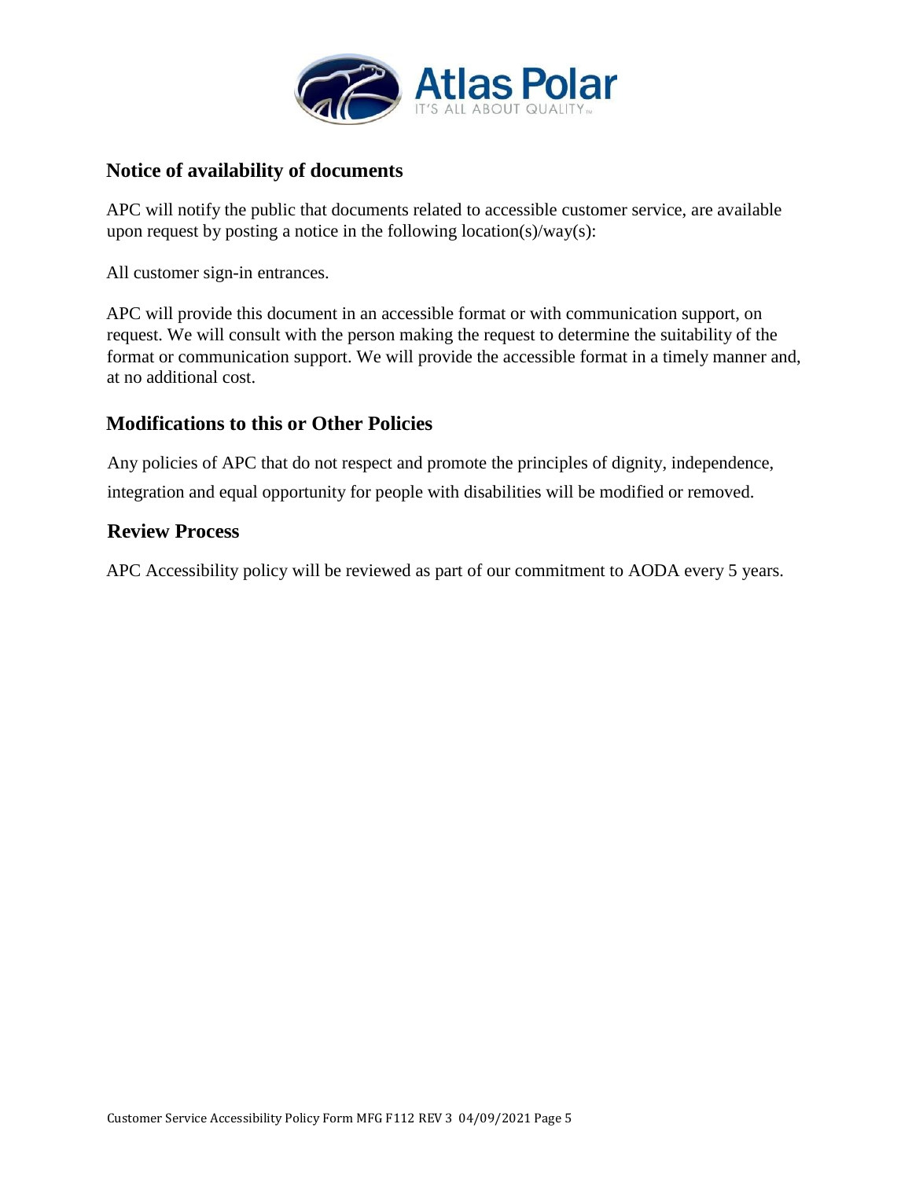## Notice of availability of documents

APC will notify the public that documents related to accessible customer service, are available upon request by posting a notice in the following location(s)/way(s):

All customer sign-in entrances.

APC will provide this document in an accessible format or with communication support, on request. We will consult with the person making the request to determine the suitability of the format or communication support. We will provide the accessible format in a timely manner and, at no additional cost.

## Modifications to this or Other Policies

Any policies of APC that do not respect and promote the principles of dignity, independence, integration and equal opportunity for people with disabilities will be modified or removed.

## Review Process

APC Accessibility policy will be reviewed as part of our commitment to AODA every 5 years.